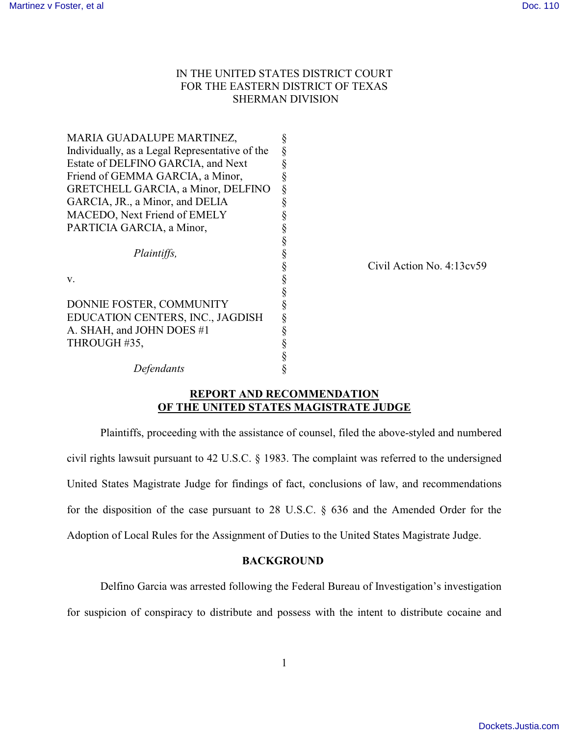IN THE UNITED STATES DISTRICT COURT
FOR THE EASTERN DISTRICT OF TEXAS
SHERMAN DIVISION

| | | |
|---|---|---|
| MARIA GUADALUPE MARTINEZ, Individually, as a Legal Representative of the Estate of DELFINO GARCIA, and Next Friend of GEMMA GARCIA, a Minor, GRETCHELL GARCIA, a Minor, DELFINO GARCIA, JR., a Minor, and DELIA MACEDO, Next Friend of EMELY PARTICIA GARCIA, a Minor, | § | |
| *Plaintiffs,* | § | Civil Action No. 4:13cv59 |
| v. | § | |
| DONNIE FOSTER, COMMUNITY EDUCATION CENTERS, INC., JAGDISH A. SHAH, and JOHN DOES #1 THROUGH #35, | § | |
| *Defendants* | § | |

## REPORT AND RECOMMENDATION OF THE UNITED STATES MAGISTRATE JUDGE

Plaintiffs, proceeding with the assistance of counsel, filed the above-styled and numbered civil rights lawsuit pursuant to 42 U.S.C. § 1983. The complaint was referred to the undersigned United States Magistrate Judge for findings of fact, conclusions of law, and recommendations for the disposition of the case pursuant to 28 U.S.C. § 636 and the Amended Order for the Adoption of Local Rules for the Assignment of Duties to the United States Magistrate Judge.

### BACKGROUND

Delfino Garcia was arrested following the Federal Bureau of Investigation's investigation for suspicion of conspiracy to distribute and possess with the intent to distribute cocaine and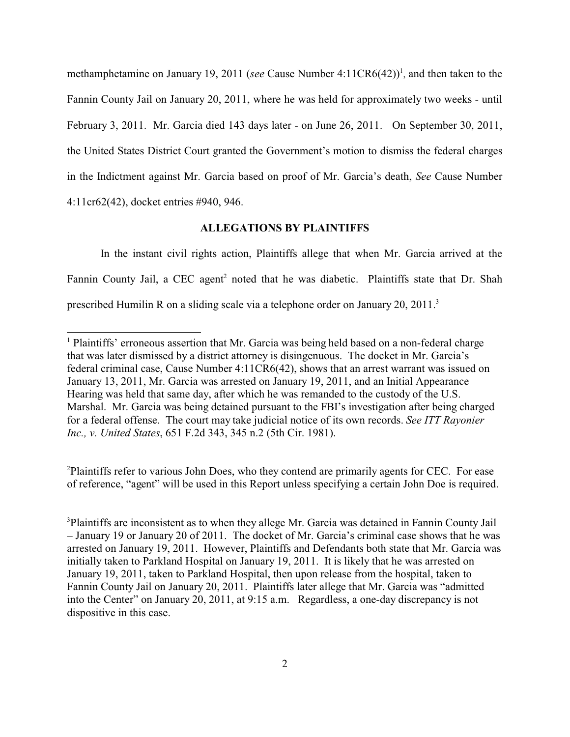methamphetamine on January 19, 2011 (*see* Cause Number 4:11CR6(42))[1], and then taken to the Fannin County Jail on January 20, 2011, where he was held for approximately two weeks - until February 3, 2011. Mr. Garcia died 143 days later - on June 26, 2011. On September 30, 2011, the United States District Court granted the Government's motion to dismiss the federal charges in the Indictment against Mr. Garcia based on proof of Mr. Garcia's death, *See* Cause Number 4:11cr62(42), docket entries #940, 946.

## ALLEGATIONS BY PLAINTIFFS

In the instant civil rights action, Plaintiffs allege that when Mr. Garcia arrived at the Fannin County Jail, a CEC agent[2] noted that he was diabetic. Plaintiffs state that Dr. Shah prescribed Humilin R on a sliding scale via a telephone order on January 20, 2011.[3]

---

[1] Plaintiffs' erroneous assertion that Mr. Garcia was being held based on a non-federal charge that was later dismissed by a district attorney is disingenuous. The docket in Mr. Garcia's federal criminal case, Cause Number 4:11CR6(42), shows that an arrest warrant was issued on January 13, 2011, Mr. Garcia was arrested on January 19, 2011, and an Initial Appearance Hearing was held that same day, after which he was remanded to the custody of the U.S. Marshal. Mr. Garcia was being detained pursuant to the FBI's investigation after being charged for a federal offense. The court may take judicial notice of its own records. *See ITT Rayonier Inc., v. United States*, 651 F.2d 343, 345 n.2 (5th Cir. 1981).

[2] Plaintiffs refer to various John Does, who they contend are primarily agents for CEC. For ease of reference, "agent" will be used in this Report unless specifying a certain John Doe is required.

[3] Plaintiffs are inconsistent as to when they allege Mr. Garcia was detained in Fannin County Jail – January 19 or January 20 of 2011. The docket of Mr. Garcia's criminal case shows that he was arrested on January 19, 2011. However, Plaintiffs and Defendants both state that Mr. Garcia was initially taken to Parkland Hospital on January 19, 2011. It is likely that he was arrested on January 19, 2011, taken to Parkland Hospital, then upon release from the hospital, taken to Fannin County Jail on January 20, 2011. Plaintiffs later allege that Mr. Garcia was "admitted into the Center" on January 20, 2011, at 9:15 a.m. Regardless, a one-day discrepancy is not dispositive in this case.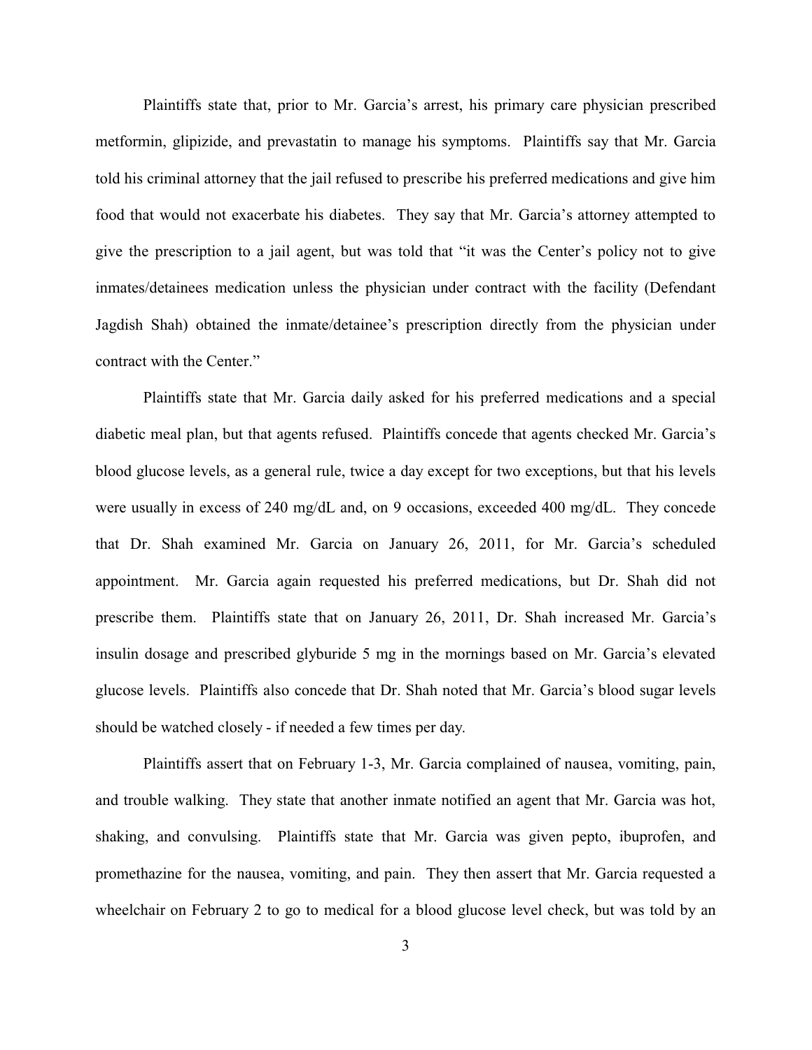Plaintiffs state that, prior to Mr. Garcia's arrest, his primary care physician prescribed metformin, glipizide, and prevastatin to manage his symptoms. Plaintiffs say that Mr. Garcia told his criminal attorney that the jail refused to prescribe his preferred medications and give him food that would not exacerbate his diabetes. They say that Mr. Garcia's attorney attempted to give the prescription to a jail agent, but was told that "it was the Center's policy not to give inmates/detainees medication unless the physician under contract with the facility (Defendant Jagdish Shah) obtained the inmate/detainee's prescription directly from the physician under contract with the Center."

Plaintiffs state that Mr. Garcia daily asked for his preferred medications and a special diabetic meal plan, but that agents refused. Plaintiffs concede that agents checked Mr. Garcia's blood glucose levels, as a general rule, twice a day except for two exceptions, but that his levels were usually in excess of 240 mg/dL and, on 9 occasions, exceeded 400 mg/dL. They concede that Dr. Shah examined Mr. Garcia on January 26, 2011, for Mr. Garcia's scheduled appointment. Mr. Garcia again requested his preferred medications, but Dr. Shah did not prescribe them. Plaintiffs state that on January 26, 2011, Dr. Shah increased Mr. Garcia's insulin dosage and prescribed glyburide 5 mg in the mornings based on Mr. Garcia's elevated glucose levels. Plaintiffs also concede that Dr. Shah noted that Mr. Garcia's blood sugar levels should be watched closely - if needed a few times per day.

Plaintiffs assert that on February 1-3, Mr. Garcia complained of nausea, vomiting, pain, and trouble walking. They state that another inmate notified an agent that Mr. Garcia was hot, shaking, and convulsing. Plaintiffs state that Mr. Garcia was given pepto, ibuprofen, and promethazine for the nausea, vomiting, and pain. They then assert that Mr. Garcia requested a wheelchair on February 2 to go to medical for a blood glucose level check, but was told by an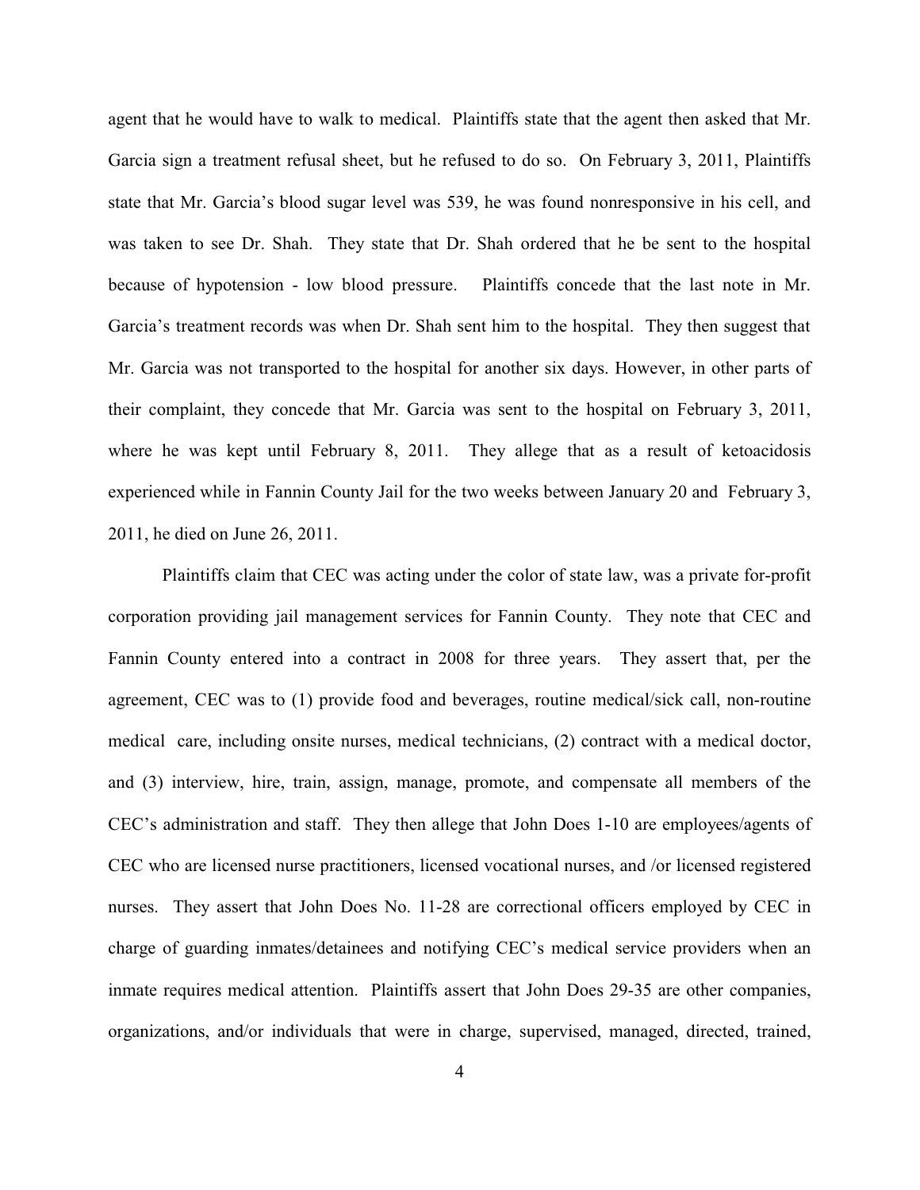agent that he would have to walk to medical. Plaintiffs state that the agent then asked that Mr. Garcia sign a treatment refusal sheet, but he refused to do so. On February 3, 2011, Plaintiffs state that Mr. Garcia's blood sugar level was 539, he was found nonresponsive in his cell, and was taken to see Dr. Shah. They state that Dr. Shah ordered that he be sent to the hospital because of hypotension - low blood pressure. Plaintiffs concede that the last note in Mr. Garcia's treatment records was when Dr. Shah sent him to the hospital. They then suggest that Mr. Garcia was not transported to the hospital for another six days. However, in other parts of their complaint, they concede that Mr. Garcia was sent to the hospital on February 3, 2011, where he was kept until February 8, 2011. They allege that as a result of ketoacidosis experienced while in Fannin County Jail for the two weeks between January 20 and February 3, 2011, he died on June 26, 2011.

Plaintiffs claim that CEC was acting under the color of state law, was a private for-profit corporation providing jail management services for Fannin County. They note that CEC and Fannin County entered into a contract in 2008 for three years. They assert that, per the agreement, CEC was to (1) provide food and beverages, routine medical/sick call, non-routine medical care, including onsite nurses, medical technicians, (2) contract with a medical doctor, and (3) interview, hire, train, assign, manage, promote, and compensate all members of the CEC's administration and staff. They then allege that John Does 1-10 are employees/agents of CEC who are licensed nurse practitioners, licensed vocational nurses, and /or licensed registered nurses. They assert that John Does No. 11-28 are correctional officers employed by CEC in charge of guarding inmates/detainees and notifying CEC's medical service providers when an inmate requires medical attention. Plaintiffs assert that John Does 29-35 are other companies, organizations, and/or individuals that were in charge, supervised, managed, directed, trained,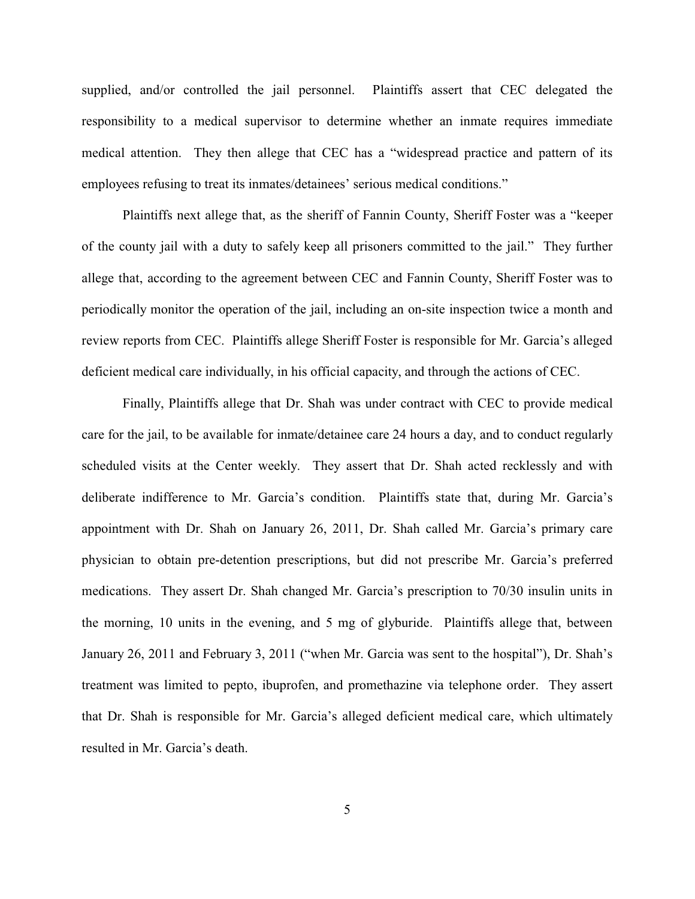supplied, and/or controlled the jail personnel. Plaintiffs assert that CEC delegated the responsibility to a medical supervisor to determine whether an inmate requires immediate medical attention. They then allege that CEC has a "widespread practice and pattern of its employees refusing to treat its inmates/detainees' serious medical conditions."

Plaintiffs next allege that, as the sheriff of Fannin County, Sheriff Foster was a "keeper of the county jail with a duty to safely keep all prisoners committed to the jail." They further allege that, according to the agreement between CEC and Fannin County, Sheriff Foster was to periodically monitor the operation of the jail, including an on-site inspection twice a month and review reports from CEC. Plaintiffs allege Sheriff Foster is responsible for Mr. Garcia's alleged deficient medical care individually, in his official capacity, and through the actions of CEC.

Finally, Plaintiffs allege that Dr. Shah was under contract with CEC to provide medical care for the jail, to be available for inmate/detainee care 24 hours a day, and to conduct regularly scheduled visits at the Center weekly. They assert that Dr. Shah acted recklessly and with deliberate indifference to Mr. Garcia's condition. Plaintiffs state that, during Mr. Garcia's appointment with Dr. Shah on January 26, 2011, Dr. Shah called Mr. Garcia's primary care physician to obtain pre-detention prescriptions, but did not prescribe Mr. Garcia's preferred medications. They assert Dr. Shah changed Mr. Garcia's prescription to 70/30 insulin units in the morning, 10 units in the evening, and 5 mg of glyburide. Plaintiffs allege that, between January 26, 2011 and February 3, 2011 ("when Mr. Garcia was sent to the hospital"), Dr. Shah's treatment was limited to pepto, ibuprofen, and promethazine via telephone order. They assert that Dr. Shah is responsible for Mr. Garcia's alleged deficient medical care, which ultimately resulted in Mr. Garcia's death.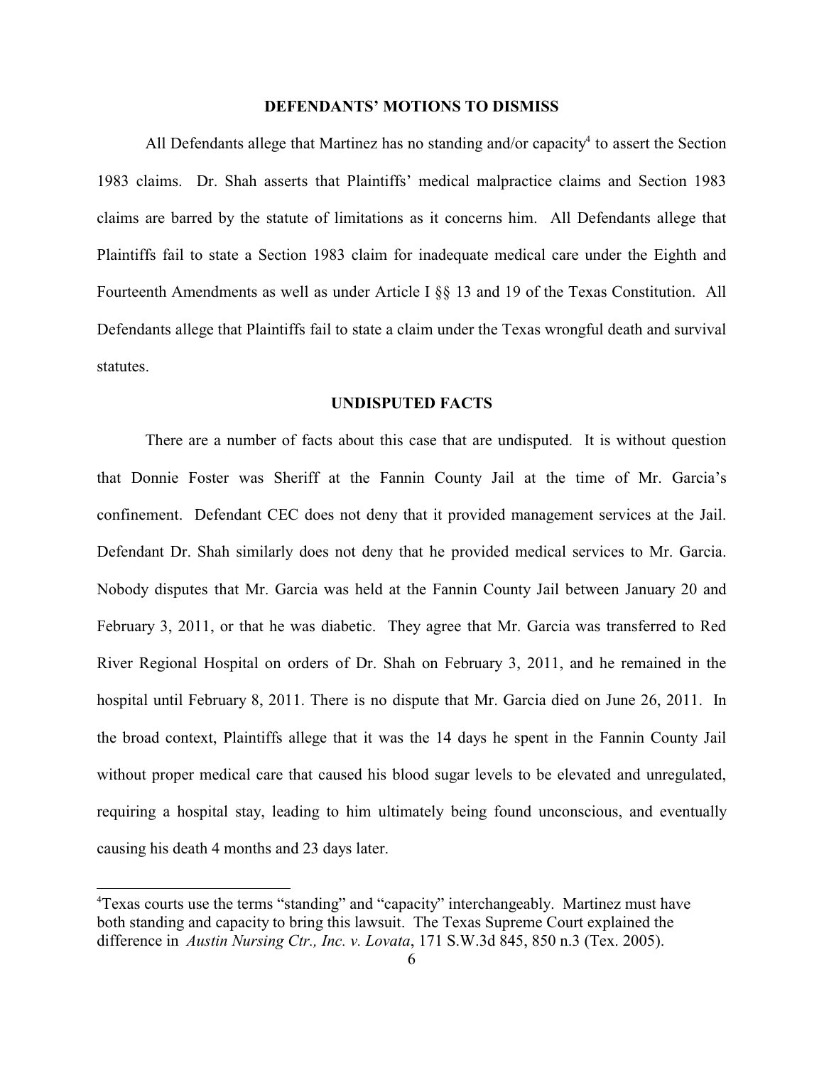## DEFENDANTS' MOTIONS TO DISMISS

All Defendants allege that Martinez has no standing and/or capacity[4] to assert the Section 1983 claims. Dr. Shah asserts that Plaintiffs' medical malpractice claims and Section 1983 claims are barred by the statute of limitations as it concerns him. All Defendants allege that Plaintiffs fail to state a Section 1983 claim for inadequate medical care under the Eighth and Fourteenth Amendments as well as under Article I §§ 13 and 19 of the Texas Constitution. All Defendants allege that Plaintiffs fail to state a claim under the Texas wrongful death and survival statutes.

## UNDISPUTED FACTS

There are a number of facts about this case that are undisputed. It is without question that Donnie Foster was Sheriff at the Fannin County Jail at the time of Mr. Garcia's confinement. Defendant CEC does not deny that it provided management services at the Jail. Defendant Dr. Shah similarly does not deny that he provided medical services to Mr. Garcia. Nobody disputes that Mr. Garcia was held at the Fannin County Jail between January 20 and February 3, 2011, or that he was diabetic. They agree that Mr. Garcia was transferred to Red River Regional Hospital on orders of Dr. Shah on February 3, 2011, and he remained in the hospital until February 8, 2011. There is no dispute that Mr. Garcia died on June 26, 2011. In the broad context, Plaintiffs allege that it was the 14 days he spent in the Fannin County Jail without proper medical care that caused his blood sugar levels to be elevated and unregulated, requiring a hospital stay, leading to him ultimately being found unconscious, and eventually causing his death 4 months and 23 days later.

---

[4] Texas courts use the terms "standing" and "capacity" interchangeably. Martinez must have both standing and capacity to bring this lawsuit. The Texas Supreme Court explained the difference in *Austin Nursing Ctr., Inc. v. Lovata*, 171 S.W.3d 845, 850 n.3 (Tex. 2005).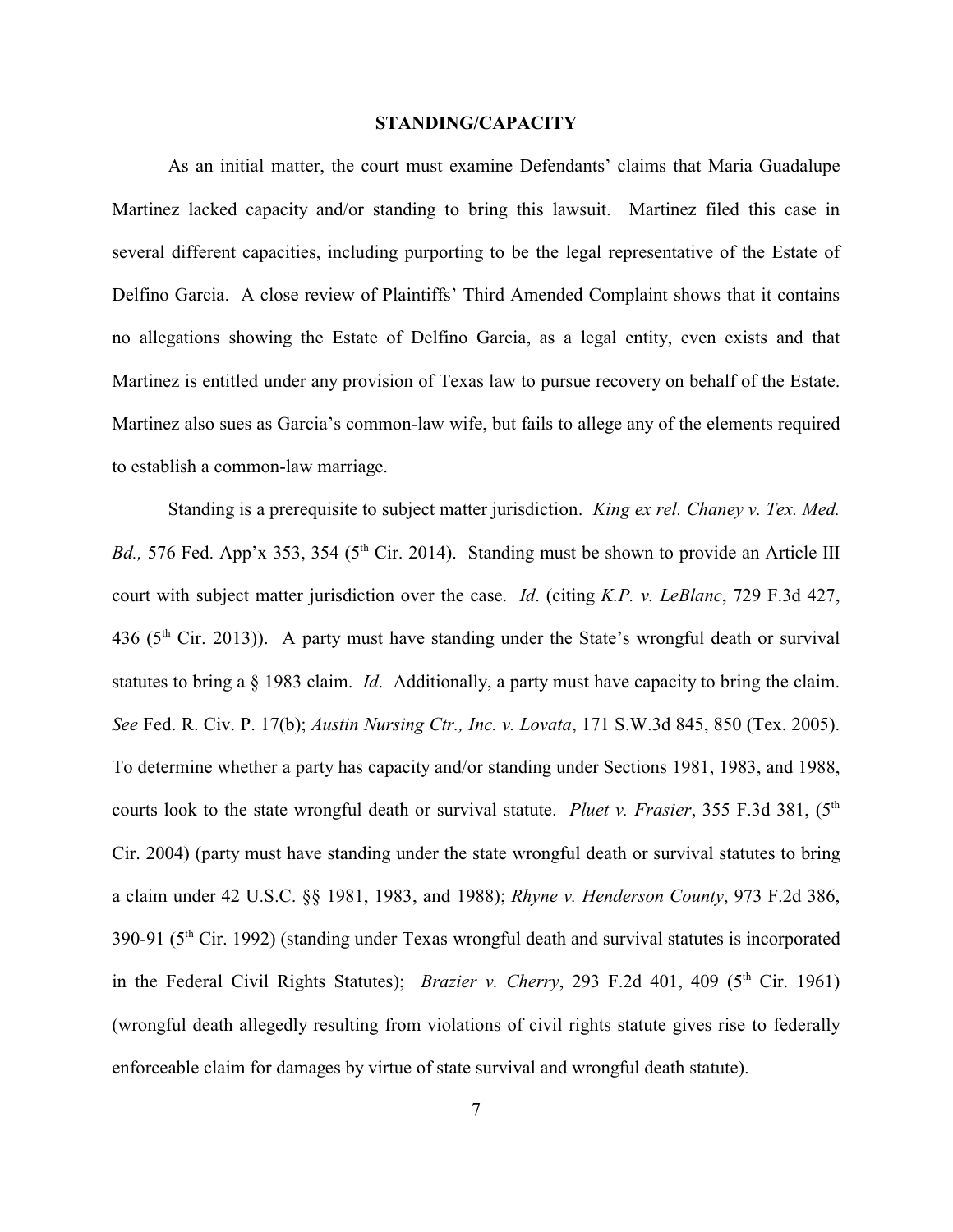## STANDING/CAPACITY

As an initial matter, the court must examine Defendants' claims that Maria Guadalupe Martinez lacked capacity and/or standing to bring this lawsuit. Martinez filed this case in several different capacities, including purporting to be the legal representative of the Estate of Delfino Garcia. A close review of Plaintiffs' Third Amended Complaint shows that it contains no allegations showing the Estate of Delfino Garcia, as a legal entity, even exists and that Martinez is entitled under any provision of Texas law to pursue recovery on behalf of the Estate. Martinez also sues as Garcia's common-law wife, but fails to allege any of the elements required to establish a common-law marriage.

Standing is a prerequisite to subject matter jurisdiction. *King ex rel. Chaney v. Tex. Med. Bd.,* 576 Fed. App'x 353, 354 (5th Cir. 2014). Standing must be shown to provide an Article III court with subject matter jurisdiction over the case. *Id*. (citing *K.P. v. LeBlanc*, 729 F.3d 427, 436 (5th Cir. 2013)). A party must have standing under the State's wrongful death or survival statutes to bring a § 1983 claim. *Id*. Additionally, a party must have capacity to bring the claim. *See* Fed. R. Civ. P. 17(b); *Austin Nursing Ctr., Inc. v. Lovata*, 171 S.W.3d 845, 850 (Tex. 2005). To determine whether a party has capacity and/or standing under Sections 1981, 1983, and 1988, courts look to the state wrongful death or survival statute. *Pluet v. Frasier*, 355 F.3d 381, (5th Cir. 2004) (party must have standing under the state wrongful death or survival statutes to bring a claim under 42 U.S.C. §§ 1981, 1983, and 1988); *Rhyne v. Henderson County*, 973 F.2d 386, 390-91 (5th Cir. 1992) (standing under Texas wrongful death and survival statutes is incorporated in the Federal Civil Rights Statutes); *Brazier v. Cherry*, 293 F.2d 401, 409 (5th Cir. 1961) (wrongful death allegedly resulting from violations of civil rights statute gives rise to federally enforceable claim for damages by virtue of state survival and wrongful death statute).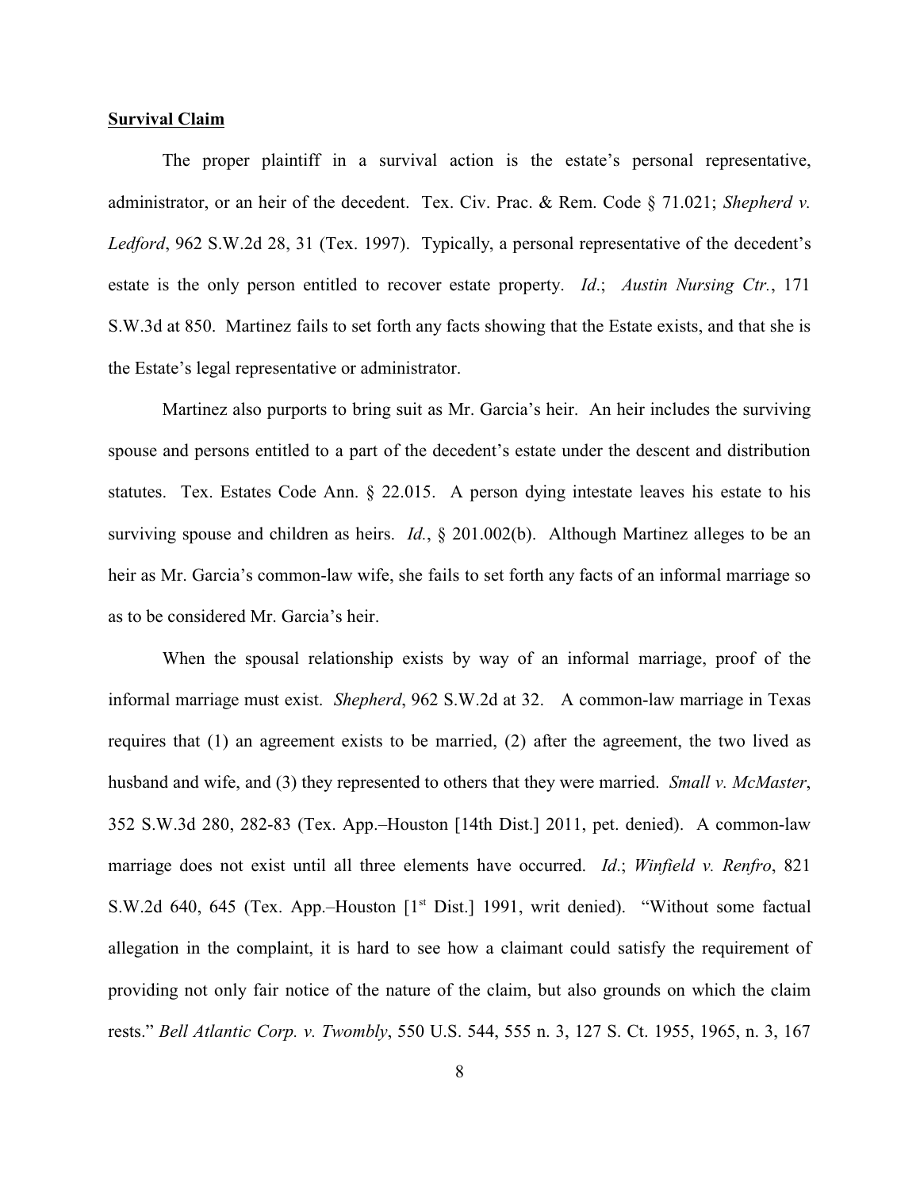**Survival Claim**

The proper plaintiff in a survival action is the estate's personal representative, administrator, or an heir of the decedent. Tex. Civ. Prac. & Rem. Code § 71.021; *Shepherd v. Ledford*, 962 S.W.2d 28, 31 (Tex. 1997). Typically, a personal representative of the decedent's estate is the only person entitled to recover estate property. *Id*.; *Austin Nursing Ctr.*, 171 S.W.3d at 850. Martinez fails to set forth any facts showing that the Estate exists, and that she is the Estate's legal representative or administrator.

Martinez also purports to bring suit as Mr. Garcia's heir. An heir includes the surviving spouse and persons entitled to a part of the decedent's estate under the descent and distribution statutes. Tex. Estates Code Ann. § 22.015. A person dying intestate leaves his estate to his surviving spouse and children as heirs. *Id.*, § 201.002(b). Although Martinez alleges to be an heir as Mr. Garcia's common-law wife, she fails to set forth any facts of an informal marriage so as to be considered Mr. Garcia's heir.

When the spousal relationship exists by way of an informal marriage, proof of the informal marriage must exist. *Shepherd*, 962 S.W.2d at 32. A common-law marriage in Texas requires that (1) an agreement exists to be married, (2) after the agreement, the two lived as husband and wife, and (3) they represented to others that they were married. *Small v. McMaster*, 352 S.W.3d 280, 282-83 (Tex. App.–Houston [14th Dist.] 2011, pet. denied). A common-law marriage does not exist until all three elements have occurred. *Id*.; *Winfield v. Renfro*, 821 S.W.2d 640, 645 (Tex. App.–Houston [1st Dist.] 1991, writ denied). "Without some factual allegation in the complaint, it is hard to see how a claimant could satisfy the requirement of providing not only fair notice of the nature of the claim, but also grounds on which the claim rests." *Bell Atlantic Corp. v. Twombly*, 550 U.S. 544, 555 n. 3, 127 S. Ct. 1955, 1965, n. 3, 167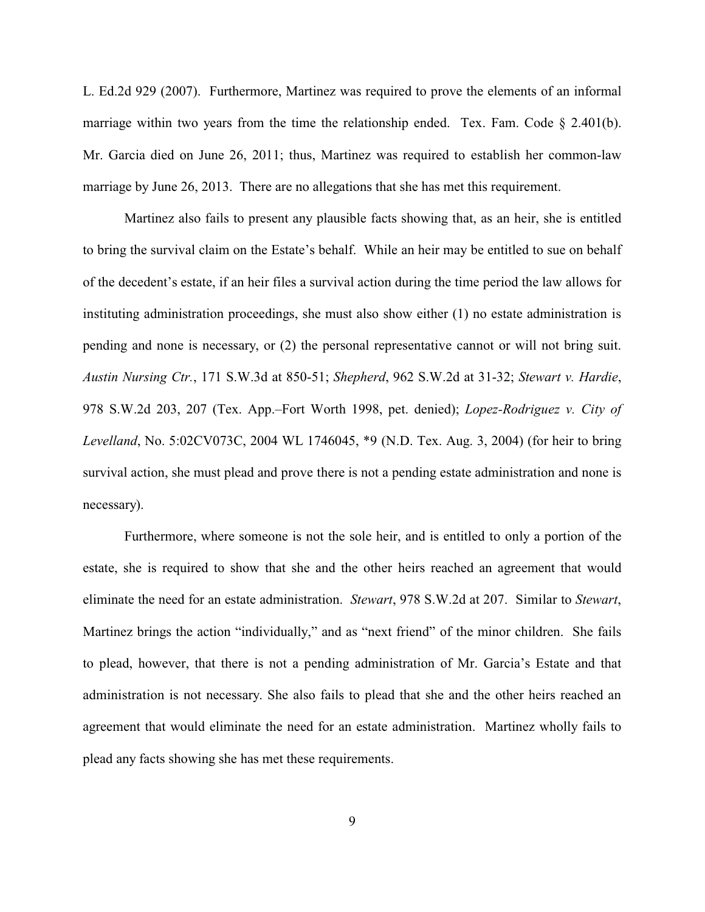L. Ed.2d 929 (2007). Furthermore, Martinez was required to prove the elements of an informal marriage within two years from the time the relationship ended. Tex. Fam. Code § 2.401(b). Mr. Garcia died on June 26, 2011; thus, Martinez was required to establish her common-law marriage by June 26, 2013. There are no allegations that she has met this requirement.

Martinez also fails to present any plausible facts showing that, as an heir, she is entitled to bring the survival claim on the Estate's behalf. While an heir may be entitled to sue on behalf of the decedent's estate, if an heir files a survival action during the time period the law allows for instituting administration proceedings, she must also show either (1) no estate administration is pending and none is necessary, or (2) the personal representative cannot or will not bring suit. *Austin Nursing Ctr.*, 171 S.W.3d at 850-51; *Shepherd*, 962 S.W.2d at 31-32; *Stewart v. Hardie*, 978 S.W.2d 203, 207 (Tex. App.–Fort Worth 1998, pet. denied); *Lopez-Rodriguez v. City of Levelland*, No. 5:02CV073C, 2004 WL 1746045, *9 (N.D. Tex. Aug. 3, 2004) (for heir to bring survival action, she must plead and prove there is not a pending estate administration and none is necessary).

Furthermore, where someone is not the sole heir, and is entitled to only a portion of the estate, she is required to show that she and the other heirs reached an agreement that would eliminate the need for an estate administration. *Stewart*, 978 S.W.2d at 207. Similar to *Stewart*, Martinez brings the action "individually," and as "next friend" of the minor children. She fails to plead, however, that there is not a pending administration of Mr. Garcia's Estate and that administration is not necessary. She also fails to plead that she and the other heirs reached an agreement that would eliminate the need for an estate administration. Martinez wholly fails to plead any facts showing she has met these requirements.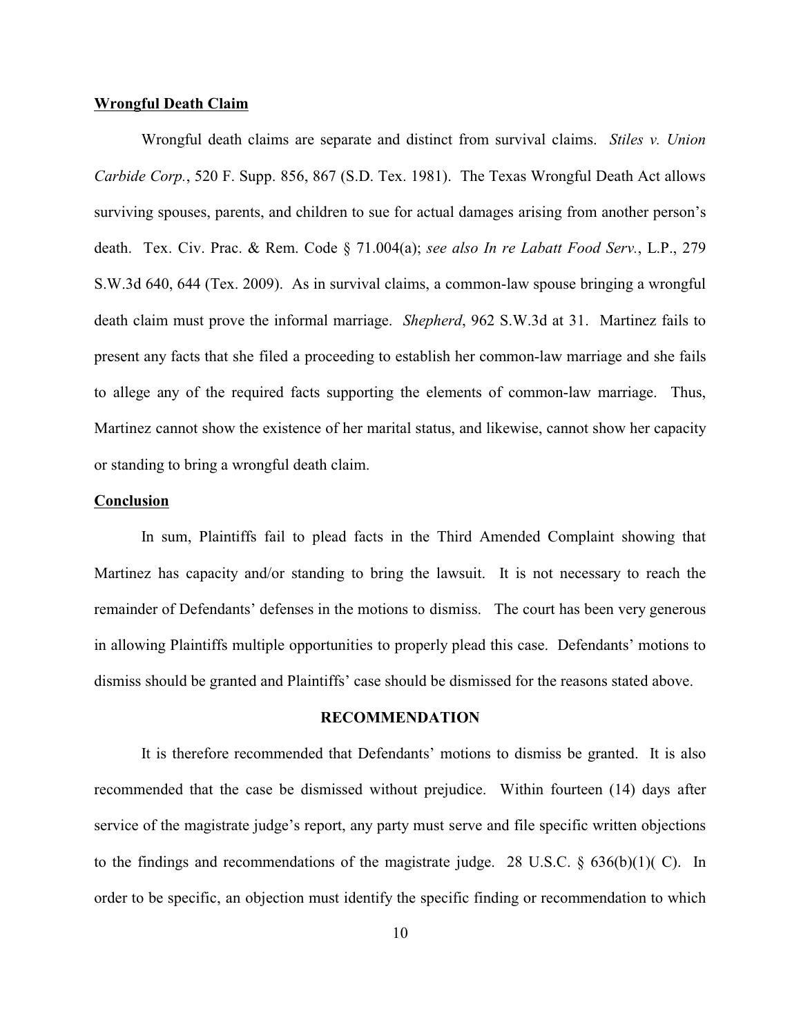**Wrongful Death Claim**

Wrongful death claims are separate and distinct from survival claims. *Stiles v. Union Carbide Corp.*, 520 F. Supp. 856, 867 (S.D. Tex. 1981). The Texas Wrongful Death Act allows surviving spouses, parents, and children to sue for actual damages arising from another person's death. Tex. Civ. Prac. & Rem. Code § 71.004(a); *see also In re Labatt Food Serv.*, L.P., 279 S.W.3d 640, 644 (Tex. 2009). As in survival claims, a common-law spouse bringing a wrongful death claim must prove the informal marriage. *Shepherd*, 962 S.W.3d at 31. Martinez fails to present any facts that she filed a proceeding to establish her common-law marriage and she fails to allege any of the required facts supporting the elements of common-law marriage. Thus, Martinez cannot show the existence of her marital status, and likewise, cannot show her capacity or standing to bring a wrongful death claim.

**Conclusion**

In sum, Plaintiffs fail to plead facts in the Third Amended Complaint showing that Martinez has capacity and/or standing to bring the lawsuit. It is not necessary to reach the remainder of Defendants' defenses in the motions to dismiss. The court has been very generous in allowing Plaintiffs multiple opportunities to properly plead this case. Defendants' motions to dismiss should be granted and Plaintiffs' case should be dismissed for the reasons stated above.

**RECOMMENDATION**

It is therefore recommended that Defendants' motions to dismiss be granted. It is also recommended that the case be dismissed without prejudice. Within fourteen (14) days after service of the magistrate judge's report, any party must serve and file specific written objections to the findings and recommendations of the magistrate judge. 28 U.S.C. § 636(b)(1)( C). In order to be specific, an objection must identify the specific finding or recommendation to which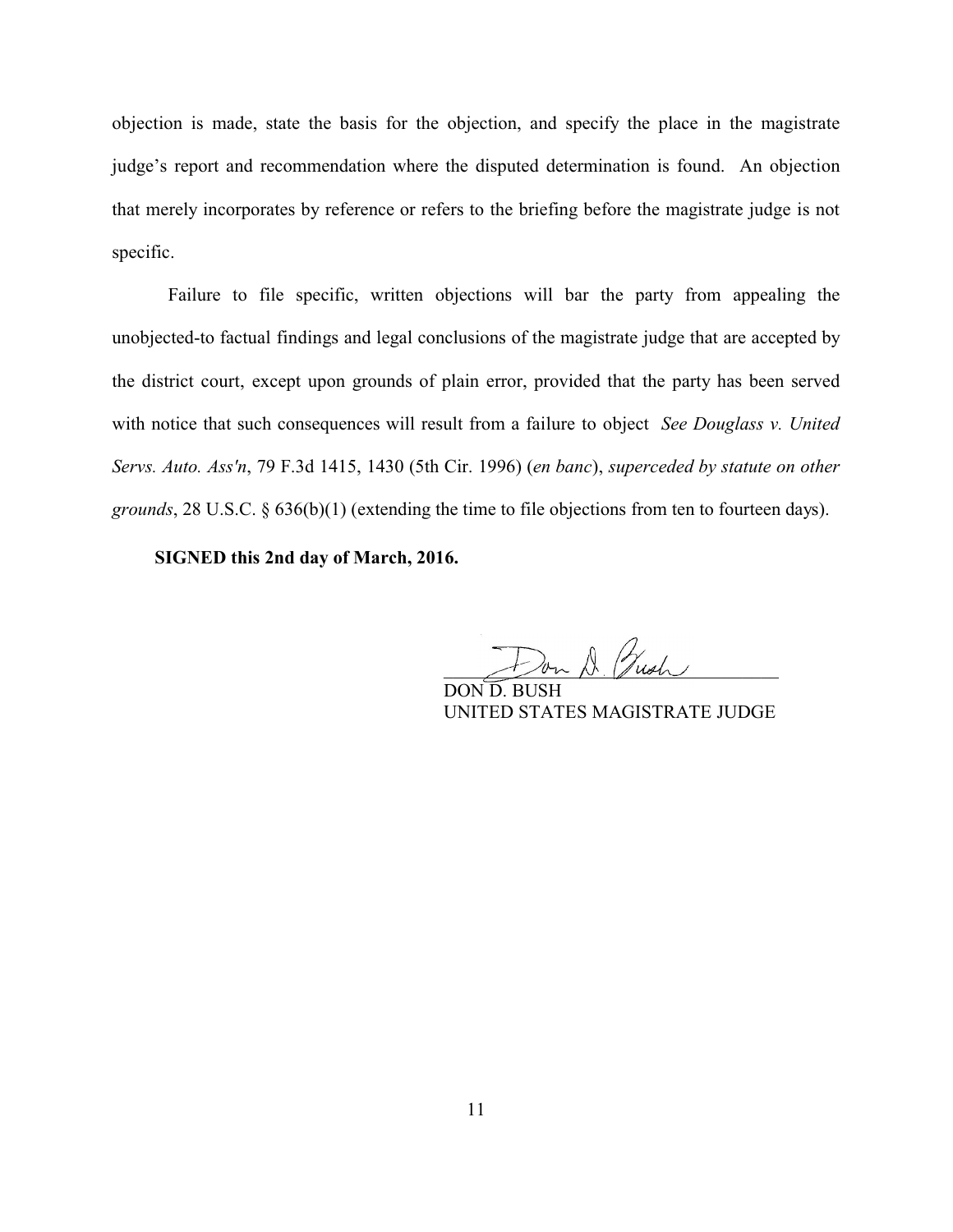objection is made, state the basis for the objection, and specify the place in the magistrate judge's report and recommendation where the disputed determination is found. An objection that merely incorporates by reference or refers to the briefing before the magistrate judge is not specific.

Failure to file specific, written objections will bar the party from appealing the unobjected-to factual findings and legal conclusions of the magistrate judge that are accepted by the district court, except upon grounds of plain error, provided that the party has been served with notice that such consequences will result from a failure to object *See Douglass v. United Servs. Auto. Ass'n*, 79 F.3d 1415, 1430 (5th Cir. 1996) (*en banc*), *superceded by statute on other grounds*, 28 U.S.C. § 636(b)(1) (extending the time to file objections from ten to fourteen days).

**SIGNED this 2nd day of March, 2016.**

DON D. BUSH
UNITED STATES MAGISTRATE JUDGE